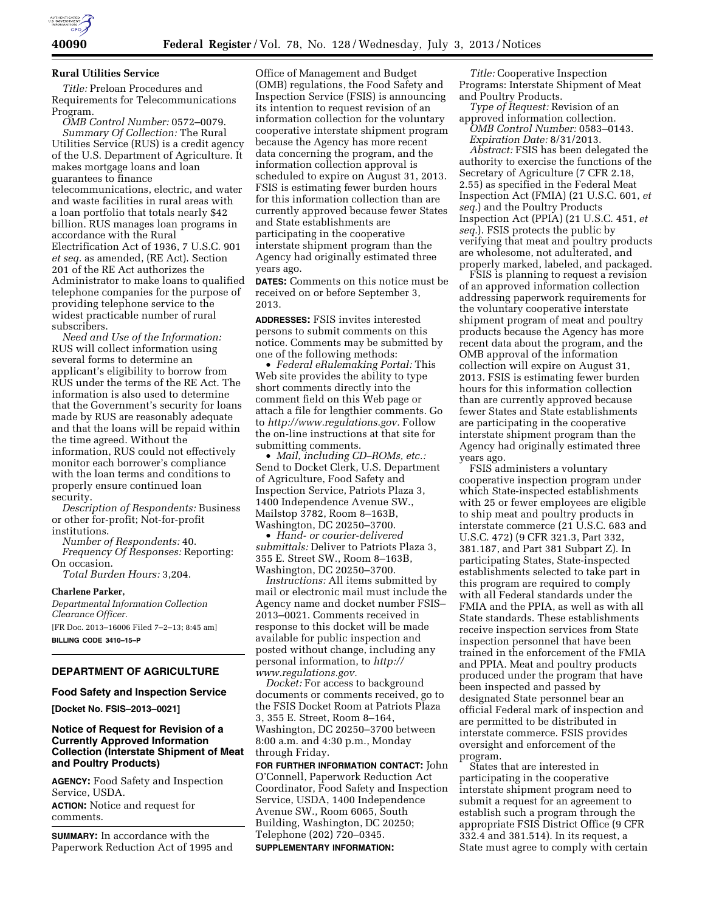## Rural Utilities Service

*Title:* Preloan Procedures and Requirements for Telecommunications Program.

*OMB Control Number:* 0572–0079.

*Summary Of Collection:* The Rural Utilities Service (RUS) is a credit agency of the U.S. Department of Agriculture. It makes mortgage loans and loan guarantees to finance telecommunications, electric, and water and waste facilities in rural areas with a loan portfolio that totals nearly $42 billion. RUS manages loan programs in accordance with the Rural Electrification Act of 1936, 7 U.S.C. 901 *et seq.* as amended, (RE Act). Section 201 of the RE Act authorizes the Administrator to make loans to qualified telephone companies for the purpose of providing telephone service to the widest practicable number of rural subscribers.

*Need and Use of the Information:* RUS will collect information using several forms to determine an applicant's eligibility to borrow from RUS under the terms of the RE Act. The information is also used to determine that the Government's security for loans made by RUS are reasonably adequate and that the loans will be repaid within the time agreed. Without the information, RUS could not effectively monitor each borrower's compliance with the loan terms and conditions to properly ensure continued loan security.

*Description of Respondents:* Business or other for-profit; Not-for-profit institutions.

*Number of Respondents:* 40.

*Frequency Of Responses:* Reporting: On occasion.

*Total Burden Hours:* 3,204.

**Charlene Parker,**

*Departmental Information Collection Clearance Officer.*

[FR Doc. 2013–16006 Filed 7–2–13; 8:45 am]

**BILLING CODE 3410–15–P**

---

# DEPARTMENT OF AGRICULTURE

## Food Safety and Inspection Service

**[Docket No. FSIS–2013–0021]**

### Notice of Request for Revision of a Currently Approved Information Collection (Interstate Shipment of Meat and Poultry Products)

**AGENCY:** Food Safety and Inspection Service, USDA.

**ACTION:** Notice and request for comments.

**SUMMARY:** In accordance with the Paperwork Reduction Act of 1995 and Office of Management and Budget (OMB) regulations, the Food Safety and Inspection Service (FSIS) is announcing its intention to request revision of an information collection for the voluntary cooperative interstate shipment program because the Agency has more recent data concerning the program, and the information collection approval is scheduled to expire on August 31, 2013. FSIS is estimating fewer burden hours for this information collection than are currently approved because fewer States and State establishments are participating in the cooperative interstate shipment program than the Agency had originally estimated three years ago.

**DATES:** Comments on this notice must be received on or before September 3, 2013.

**ADDRESSES:** FSIS invites interested persons to submit comments on this notice. Comments may be submitted by one of the following methods:

- *Federal eRulemaking Portal:* This Web site provides the ability to type short comments directly into the comment field on this Web page or attach a file for lengthier comments. Go to *http://www.regulations.gov.* Follow the on-line instructions at that site for submitting comments.
- *Mail, including CD–ROMs, etc.:* Send to Docket Clerk, U.S. Department of Agriculture, Food Safety and Inspection Service, Patriots Plaza 3, 1400 Independence Avenue SW., Mailstop 3782, Room 8–163B, Washington, DC 20250–3700.
- *Hand- or courier-delivered submittals:* Deliver to Patriots Plaza 3, 355 E. Street SW., Room 8–163B, Washington, DC 20250–3700.

*Instructions:* All items submitted by mail or electronic mail must include the Agency name and docket number FSIS–2013–0021. Comments received in response to this docket will be made available for public inspection and posted without change, including any personal information, to *http://www.regulations.gov.*

*Docket:* For access to background documents or comments received, go to the FSIS Docket Room at Patriots Plaza 3, 355 E. Street, Room 8–164, Washington, DC 20250–3700 between 8:00 a.m. and 4:30 p.m., Monday through Friday.

**FOR FURTHER INFORMATION CONTACT:** John O'Connell, Paperwork Reduction Act Coordinator, Food Safety and Inspection Service, USDA, 1400 Independence Avenue SW., Room 6065, South Building, Washington, DC 20250; Telephone (202) 720–0345.

**SUPPLEMENTARY INFORMATION:**

*Title:* Cooperative Inspection Programs: Interstate Shipment of Meat and Poultry Products.

*Type of Request:* Revision of an approved information collection.

*OMB Control Number:* 0583–0143.

*Expiration Date:* 8/31/2013.

*Abstract:* FSIS has been delegated the authority to exercise the functions of the Secretary of Agriculture (7 CFR 2.18, 2.55) as specified in the Federal Meat Inspection Act (FMIA) (21 U.S.C. 601, *et seq.*) and the Poultry Products Inspection Act (PPIA) (21 U.S.C. 451, *et seq.*). FSIS protects the public by verifying that meat and poultry products are wholesome, not adulterated, and properly marked, labeled, and packaged.

FSIS is planning to request a revision of an approved information collection addressing paperwork requirements for the voluntary cooperative interstate shipment program of meat and poultry products because the Agency has more recent data about the program, and the OMB approval of the information collection will expire on August 31, 2013. FSIS is estimating fewer burden hours for this information collection than are currently approved because fewer States and State establishments are participating in the cooperative interstate shipment program than the Agency had originally estimated three years ago.

FSIS administers a voluntary cooperative inspection program under which State-inspected establishments with 25 or fewer employees are eligible to ship meat and poultry products in interstate commerce (21 U.S.C. 683 and U.S.C. 472) (9 CFR 321.3, Part 332, 381.187, and Part 381 Subpart Z). In participating States, State-inspected establishments selected to take part in this program are required to comply with all Federal standards under the FMIA and the PPIA, as well as with all State standards. These establishments receive inspection services from State inspection personnel that have been trained in the enforcement of the FMIA and PPIA. Meat and poultry products produced under the program that have been inspected and passed by designated State personnel bear an official Federal mark of inspection and are permitted to be distributed in interstate commerce. FSIS provides oversight and enforcement of the program.

States that are interested in participating in the cooperative interstate shipment program need to submit a request for an agreement to establish such a program through the appropriate FSIS District Office (9 CFR 332.4 and 381.514). In its request, a State must agree to comply with certain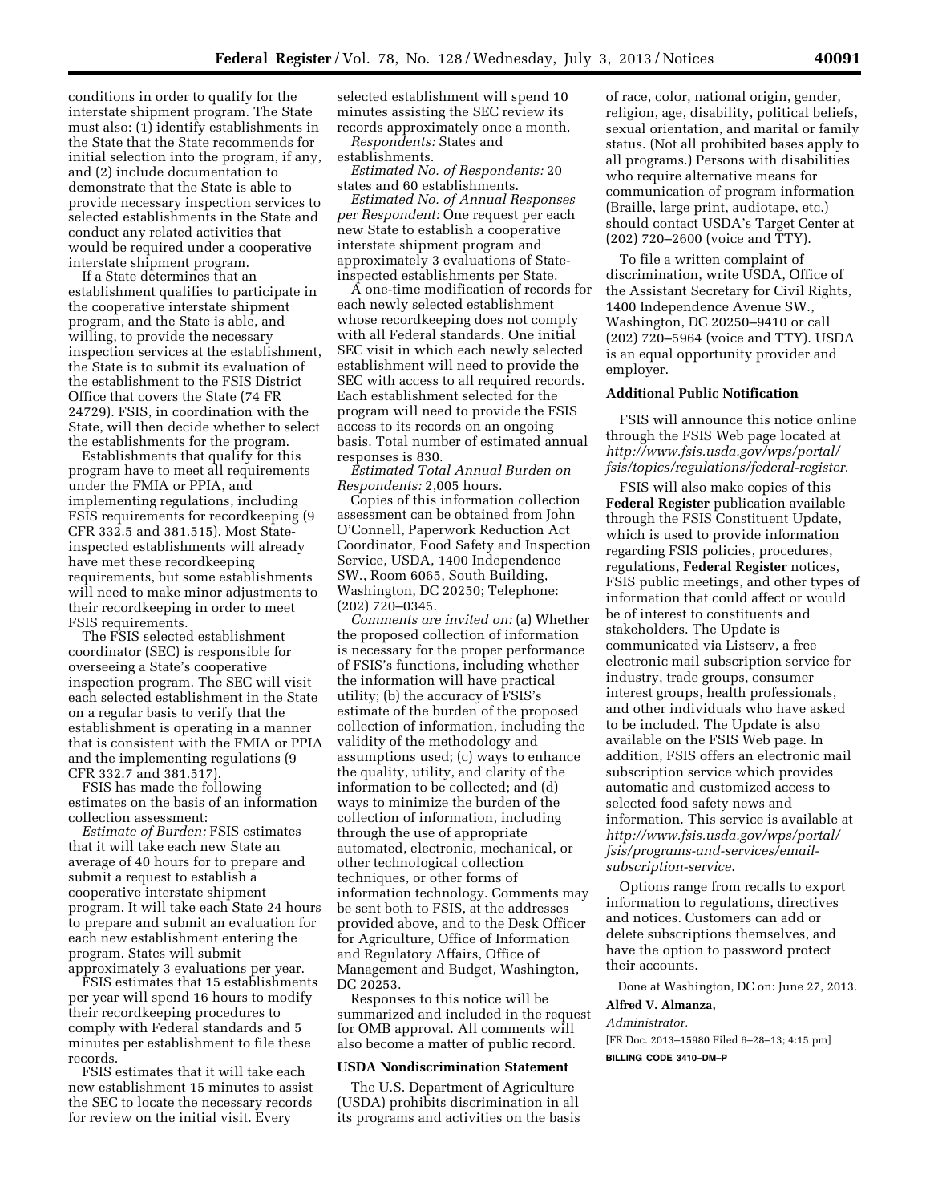conditions in order to qualify for the interstate shipment program. The State must also: (1) identify establishments in the State that the State recommends for initial selection into the program, if any, and (2) include documentation to demonstrate that the State is able to provide necessary inspection services to selected establishments in the State and conduct any related activities that would be required under a cooperative interstate shipment program.

If a State determines that an establishment qualifies to participate in the cooperative interstate shipment program, and the State is able, and willing, to provide the necessary inspection services at the establishment, the State is to submit its evaluation of the establishment to the FSIS District Office that covers the State (74 FR 24729). FSIS, in coordination with the State, will then decide whether to select the establishments for the program.

Establishments that qualify for this program have to meet all requirements under the FMIA or PPIA, and implementing regulations, including FSIS requirements for recordkeeping (9 CFR 332.5 and 381.515). Most State-inspected establishments will already have met these recordkeeping requirements, but some establishments will need to make minor adjustments to their recordkeeping in order to meet FSIS requirements.

The FSIS selected establishment coordinator (SEC) is responsible for overseeing a State's cooperative inspection program. The SEC will visit each selected establishment in the State on a regular basis to verify that the establishment is operating in a manner that is consistent with the FMIA or PPIA and the implementing regulations (9 CFR 332.7 and 381.517).

FSIS has made the following estimates on the basis of an information collection assessment:

*Estimate of Burden:* FSIS estimates that it will take each new State an average of 40 hours for to prepare and submit a request to establish a cooperative interstate shipment program. It will take each State 24 hours to prepare and submit an evaluation for each new establishment entering the program. States will submit approximately 3 evaluations per year.

FSIS estimates that 15 establishments per year will spend 16 hours to modify their recordkeeping procedures to comply with Federal standards and 5 minutes per establishment to file these records.

FSIS estimates that it will take each new establishment 15 minutes to assist the SEC to locate the necessary records for review on the initial visit. Every selected establishment will spend 10 minutes assisting the SEC review its records approximately once a month.

*Respondents:* States and establishments.

*Estimated No. of Respondents:* 20 states and 60 establishments.

*Estimated No. of Annual Responses per Respondent:* One request per each new State to establish a cooperative interstate shipment program and approximately 3 evaluations of State-inspected establishments per State.

A one-time modification of records for each newly selected establishment whose recordkeeping does not comply with all Federal standards. One initial SEC visit in which each newly selected establishment will need to provide the SEC with access to all required records. Each establishment selected for the program will need to provide the FSIS access to its records on an ongoing basis. Total number of estimated annual responses is 830.

*Estimated Total Annual Burden on Respondents:* 2,005 hours.

Copies of this information collection assessment can be obtained from John O'Connell, Paperwork Reduction Act Coordinator, Food Safety and Inspection Service, USDA, 1400 Independence SW., Room 6065, South Building, Washington, DC 20250; Telephone: (202) 720–0345.

*Comments are invited on:* (a) Whether the proposed collection of information is necessary for the proper performance of FSIS's functions, including whether the information will have practical utility; (b) the accuracy of FSIS's estimate of the burden of the proposed collection of information, including the validity of the methodology and assumptions used; (c) ways to enhance the quality, utility, and clarity of the information to be collected; and (d) ways to minimize the burden of the collection of information, including through the use of appropriate automated, electronic, mechanical, or other technological collection techniques, or other forms of information technology. Comments may be sent both to FSIS, at the addresses provided above, and to the Desk Officer for Agriculture, Office of Information and Regulatory Affairs, Office of Management and Budget, Washington, DC 20253.

Responses to this notice will be summarized and included in the request for OMB approval. All comments will also become a matter of public record.

**USDA Nondiscrimination Statement**

The U.S. Department of Agriculture (USDA) prohibits discrimination in all its programs and activities on the basis of race, color, national origin, gender, religion, age, disability, political beliefs, sexual orientation, and marital or family status. (Not all prohibited bases apply to all programs.) Persons with disabilities who require alternative means for communication of program information (Braille, large print, audiotape, etc.) should contact USDA's Target Center at (202) 720–2600 (voice and TTY).

To file a written complaint of discrimination, write USDA, Office of the Assistant Secretary for Civil Rights, 1400 Independence Avenue SW., Washington, DC 20250–9410 or call (202) 720–5964 (voice and TTY). USDA is an equal opportunity provider and employer.

**Additional Public Notification**

FSIS will announce this notice online through the FSIS Web page located at *http://www.fsis.usda.gov/wps/portal/fsis/topics/regulations/federal-register*.

FSIS will also make copies of this **Federal Register** publication available through the FSIS Constituent Update, which is used to provide information regarding FSIS policies, procedures, regulations, **Federal Register** notices, FSIS public meetings, and other types of information that could affect or would be of interest to constituents and stakeholders. The Update is communicated via Listserv, a free electronic mail subscription service for industry, trade groups, consumer interest groups, health professionals, and other individuals who have asked to be included. The Update is also available on the FSIS Web page. In addition, FSIS offers an electronic mail subscription service which provides automatic and customized access to selected food safety news and information. This service is available at *http://www.fsis.usda.gov/wps/portal/fsis/programs-and-services/email-subscription-service*.

Options range from recalls to export information to regulations, directives and notices. Customers can add or delete subscriptions themselves, and have the option to password protect their accounts.

Done at Washington, DC on: June 27, 2013.

**Alfred V. Almanza,**

*Administrator.*

[FR Doc. 2013–15980 Filed 6–28–13; 4:15 pm]

**BILLING CODE 3410–DM–P**